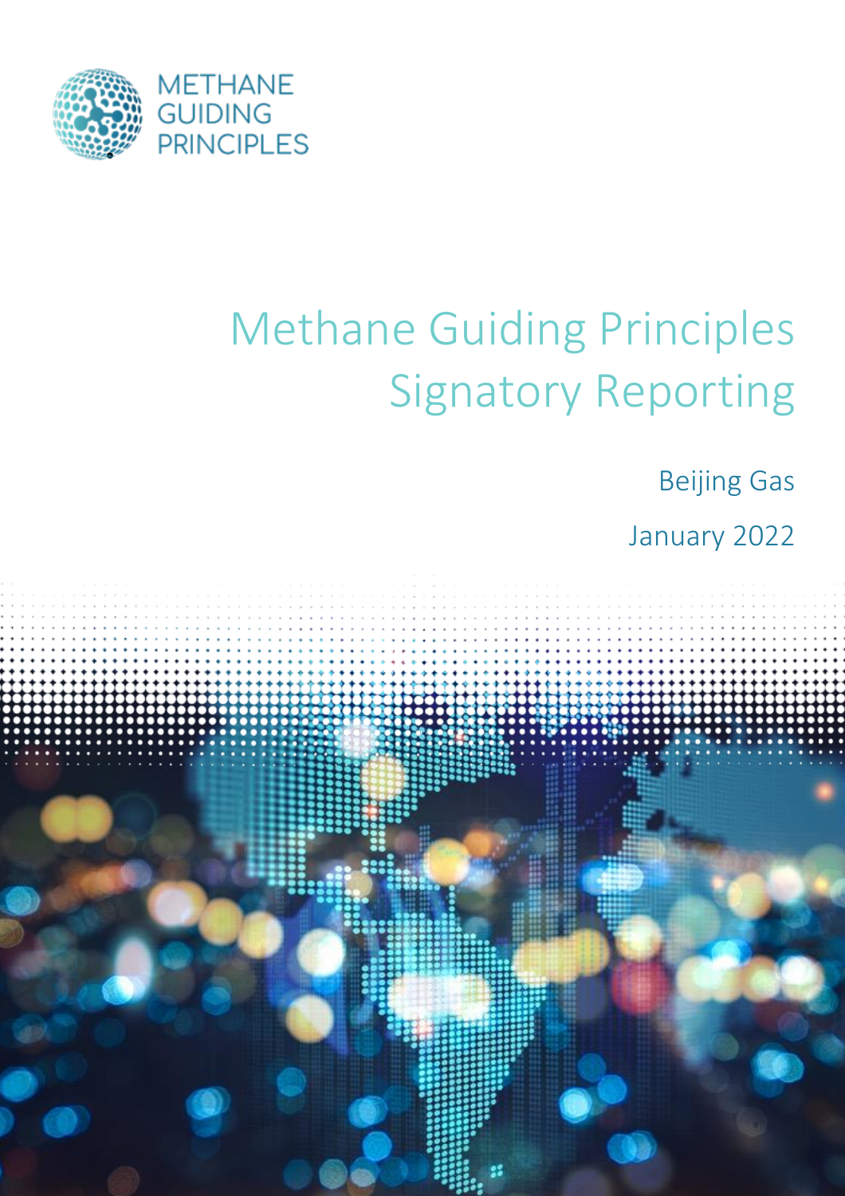METHANE GUIDING PRINCIPLES

# Methane Guiding Principles Signatory Reporting

Beijing Gas

January 2022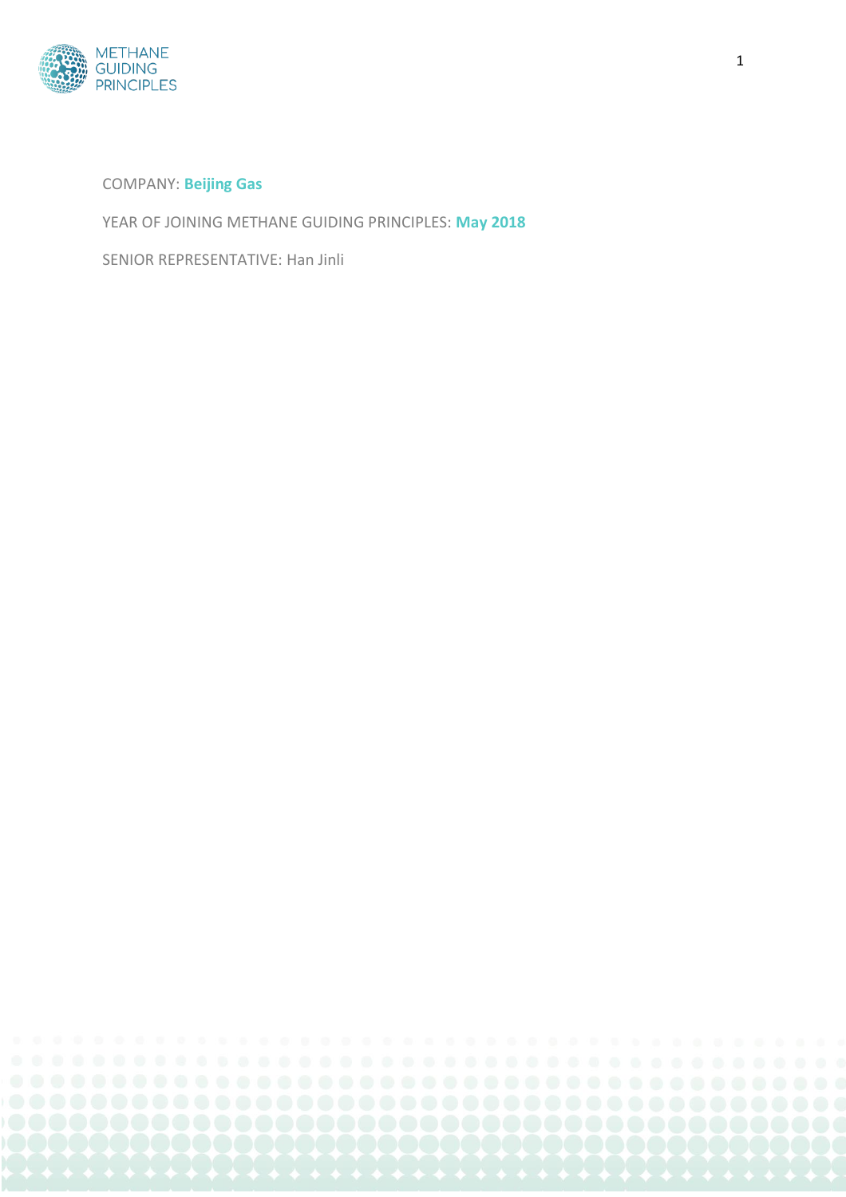COMPANY: **Beijing Gas**

YEAR OF JOINING METHANE GUIDING PRINCIPLES: **May 2018**

SENIOR REPRESENTATIVE: Han Jinli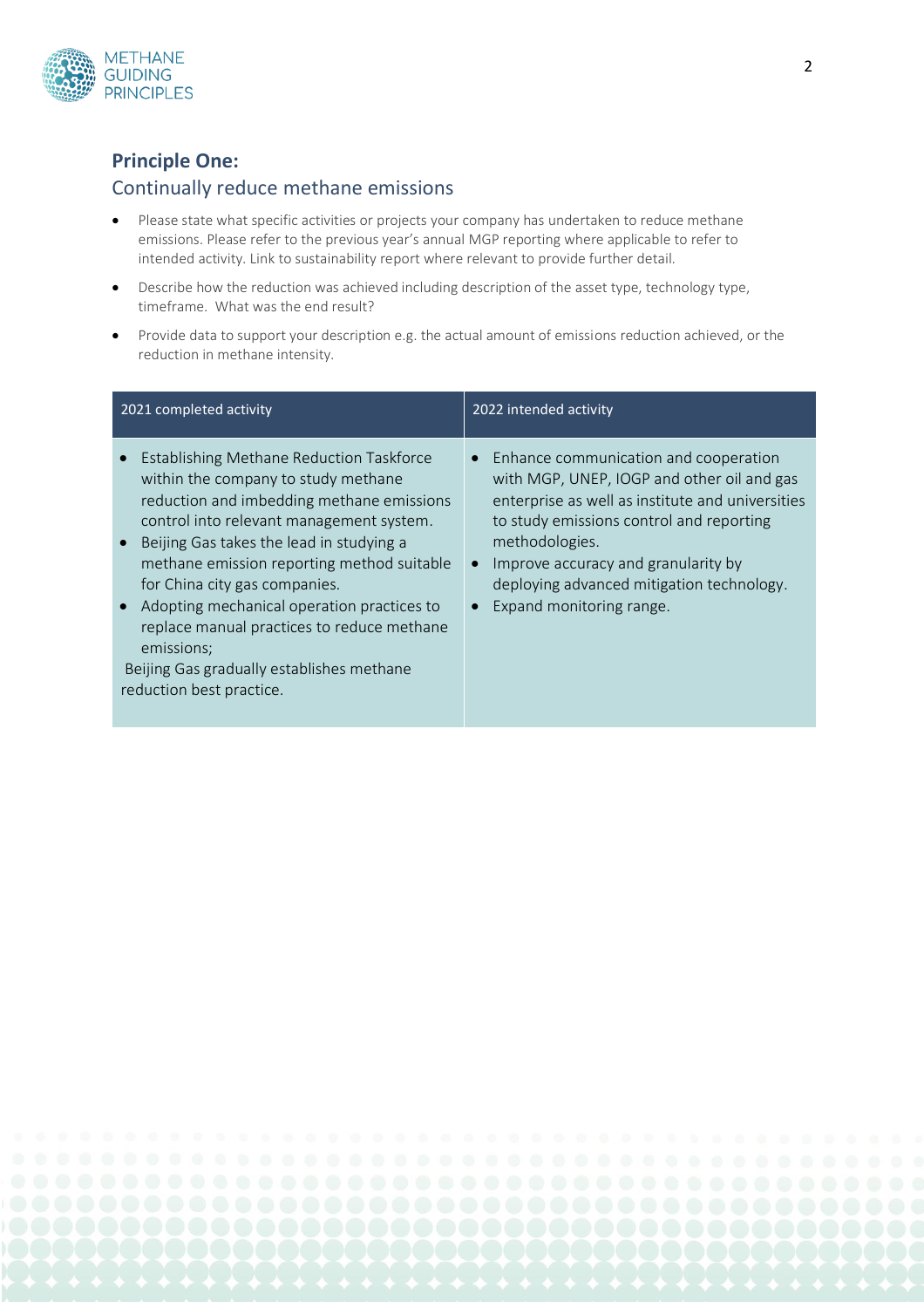## Principle One:

### Continually reduce methane emissions

- Please state what specific activities or projects your company has undertaken to reduce methane emissions. Please refer to the previous year's annual MGP reporting where applicable to refer to intended activity. Link to sustainability report where relevant to provide further detail.
- Describe how the reduction was achieved including description of the asset type, technology type, timeframe. What was the end result?
- Provide data to support your description e.g. the actual amount of emissions reduction achieved, or the reduction in methane intensity.

| 2021 completed activity | 2022 intended activity |
|---|---|
| • Establishing Methane Reduction Taskforce within the company to study methane reduction and imbedding methane emissions control into relevant management system.<br>• Beijing Gas takes the lead in studying a methane emission reporting method suitable for China city gas companies.<br>• Adopting mechanical operation practices to replace manual practices to reduce methane emissions;<br>Beijing Gas gradually establishes methane reduction best practice. | • Enhance communication and cooperation with MGP, UNEP, IOGP and other oil and gas enterprise as well as institute and universities to study emissions control and reporting methodologies.<br>• Improve accuracy and granularity by deploying advanced mitigation technology.<br>• Expand monitoring range. |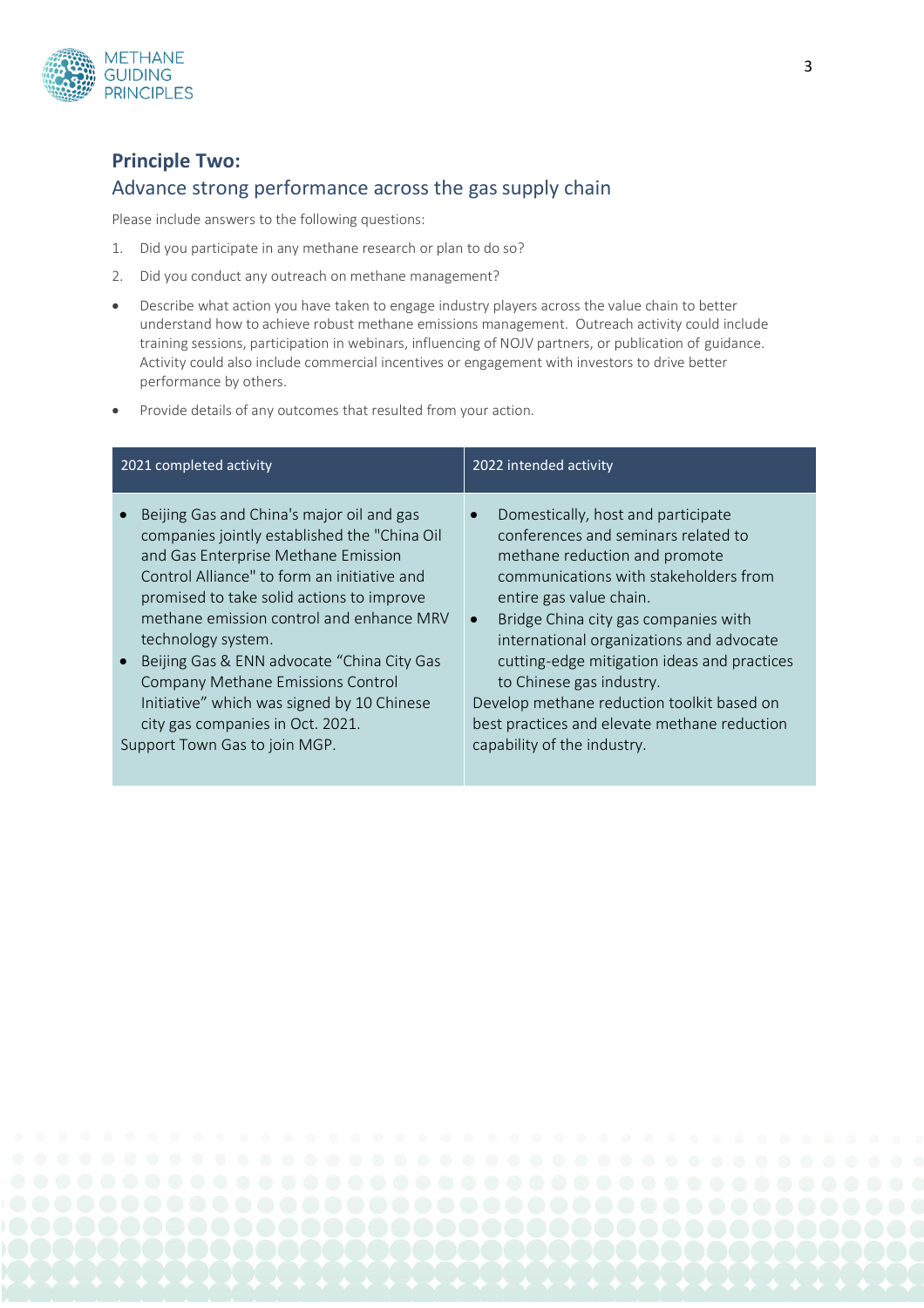## Principle Two:

### Advance strong performance across the gas supply chain

Please include answers to the following questions:

1. Did you participate in any methane research or plan to do so?
2. Did you conduct any outreach on methane management?

- Describe what action you have taken to engage industry players across the value chain to better understand how to achieve robust methane emissions management. Outreach activity could include training sessions, participation in webinars, influencing of NOJV partners, or publication of guidance. Activity could also include commercial incentives or engagement with investors to drive better performance by others.
- Provide details of any outcomes that resulted from your action.

| 2021 completed activity | 2022 intended activity |
|---|---|
| • Beijing Gas and China's major oil and gas companies jointly established the "China Oil and Gas Enterprise Methane Emission Control Alliance" to form an initiative and promised to take solid actions to improve methane emission control and enhance MRV technology system.<br>• Beijing Gas & ENN advocate "China City Gas Company Methane Emissions Control Initiative" which was signed by 10 Chinese city gas companies in Oct. 2021.<br>Support Town Gas to join MGP. | • Domestically, host and participate conferences and seminars related to methane reduction and promote communications with stakeholders from entire gas value chain.<br>• Bridge China city gas companies with international organizations and advocate cutting-edge mitigation ideas and practices to Chinese gas industry.<br>Develop methane reduction toolkit based on best practices and elevate methane reduction capability of the industry. |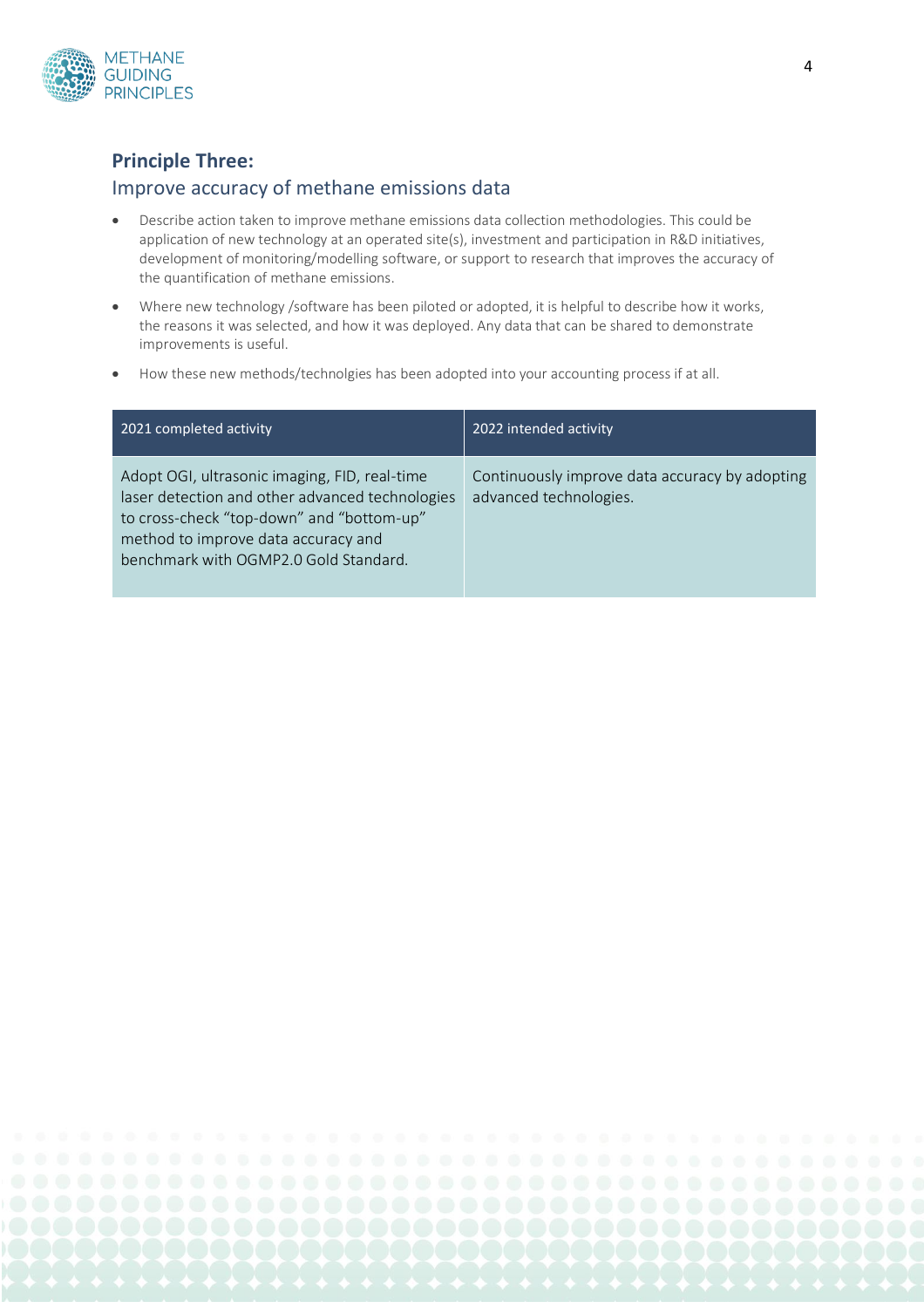## Principle Three:

### Improve accuracy of methane emissions data

- Describe action taken to improve methane emissions data collection methodologies. This could be application of new technology at an operated site(s), investment and participation in R&D initiatives, development of monitoring/modelling software, or support to research that improves the accuracy of the quantification of methane emissions.
- Where new technology /software has been piloted or adopted, it is helpful to describe how it works, the reasons it was selected, and how it was deployed. Any data that can be shared to demonstrate improvements is useful.
- How these new methods/technolgies has been adopted into your accounting process if at all.

| 2021 completed activity | 2022 intended activity |
|---|---|
| Adopt OGI, ultrasonic imaging, FID, real-time laser detection and other advanced technologies to cross-check "top-down" and "bottom-up" method to improve data accuracy and benchmark with OGMP2.0 Gold Standard. | Continuously improve data accuracy by adopting advanced technologies. |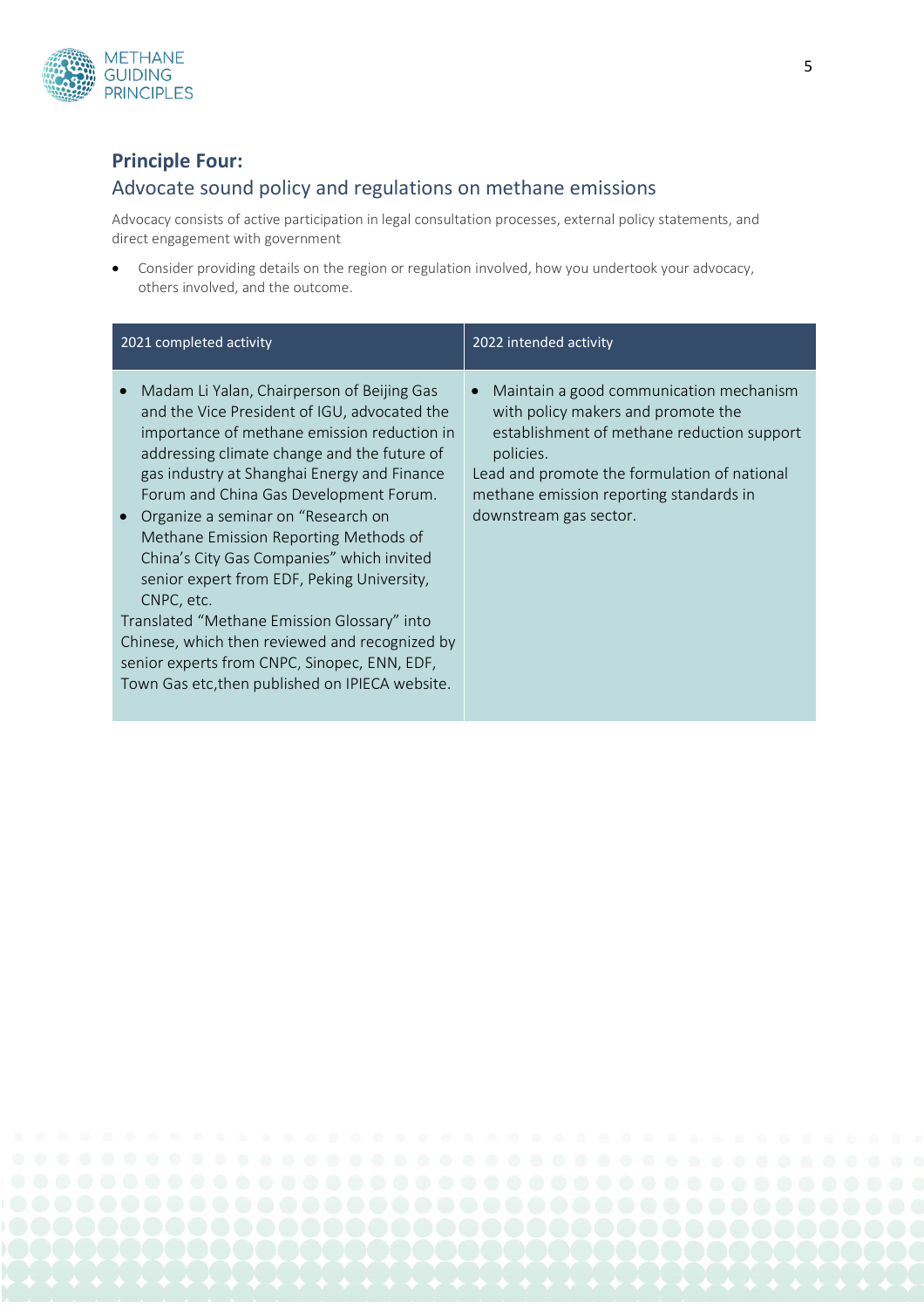## Principle Four:

### Advocate sound policy and regulations on methane emissions

Advocacy consists of active participation in legal consultation processes, external policy statements, and direct engagement with government

- Consider providing details on the region or regulation involved, how you undertook your advocacy, others involved, and the outcome.

| 2021 completed activity | 2022 intended activity |
|---|---|
| • Madam Li Yalan, Chairperson of Beijing Gas and the Vice President of IGU, advocated the importance of methane emission reduction in addressing climate change and the future of gas industry at Shanghai Energy and Finance Forum and China Gas Development Forum.<br>• Organize a seminar on "Research on Methane Emission Reporting Methods of China's City Gas Companies" which invited senior expert from EDF, Peking University, CNPC, etc.<br>Translated "Methane Emission Glossary" into Chinese, which then reviewed and recognized by senior experts from CNPC, Sinopec, ENN, EDF, Town Gas etc,then published on IPIECA website. | • Maintain a good communication mechanism with policy makers and promote the establishment of methane reduction support policies.<br>Lead and promote the formulation of national methane emission reporting standards in downstream gas sector. |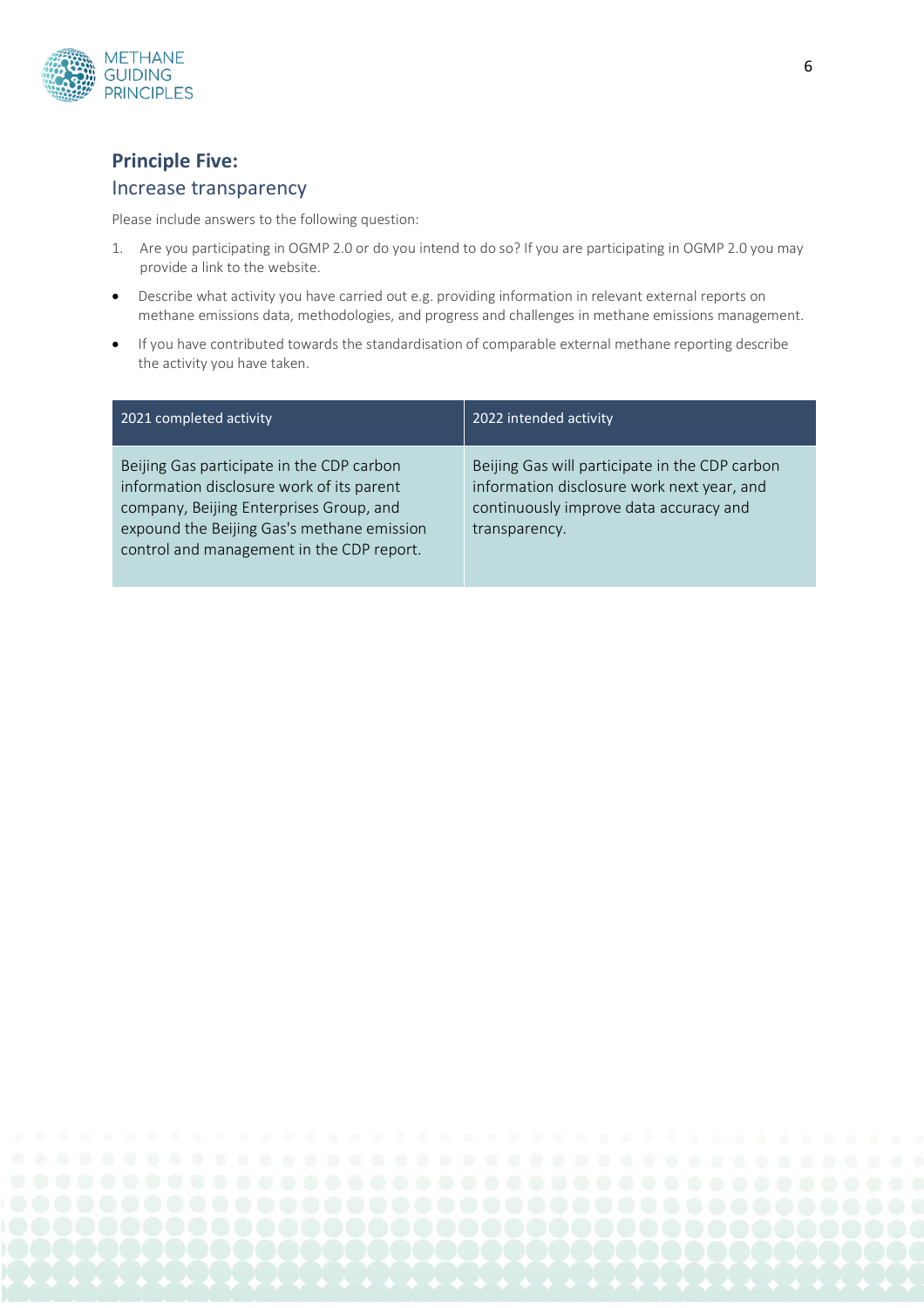## Principle Five:

### Increase transparency

Please include answers to the following question:

1. Are you participating in OGMP 2.0 or do you intend to do so? If you are participating in OGMP 2.0 you may provide a link to the website.

- Describe what activity you have carried out e.g. providing information in relevant external reports on methane emissions data, methodologies, and progress and challenges in methane emissions management.
- If you have contributed towards the standardisation of comparable external methane reporting describe the activity you have taken.

| 2021 completed activity | 2022 intended activity |
| --- | --- |
| Beijing Gas participate in the CDP carbon information disclosure work of its parent company, Beijing Enterprises Group, and expound the Beijing Gas's methane emission control and management in the CDP report. | Beijing Gas will participate in the CDP carbon information disclosure work next year, and continuously improve data accuracy and transparency. |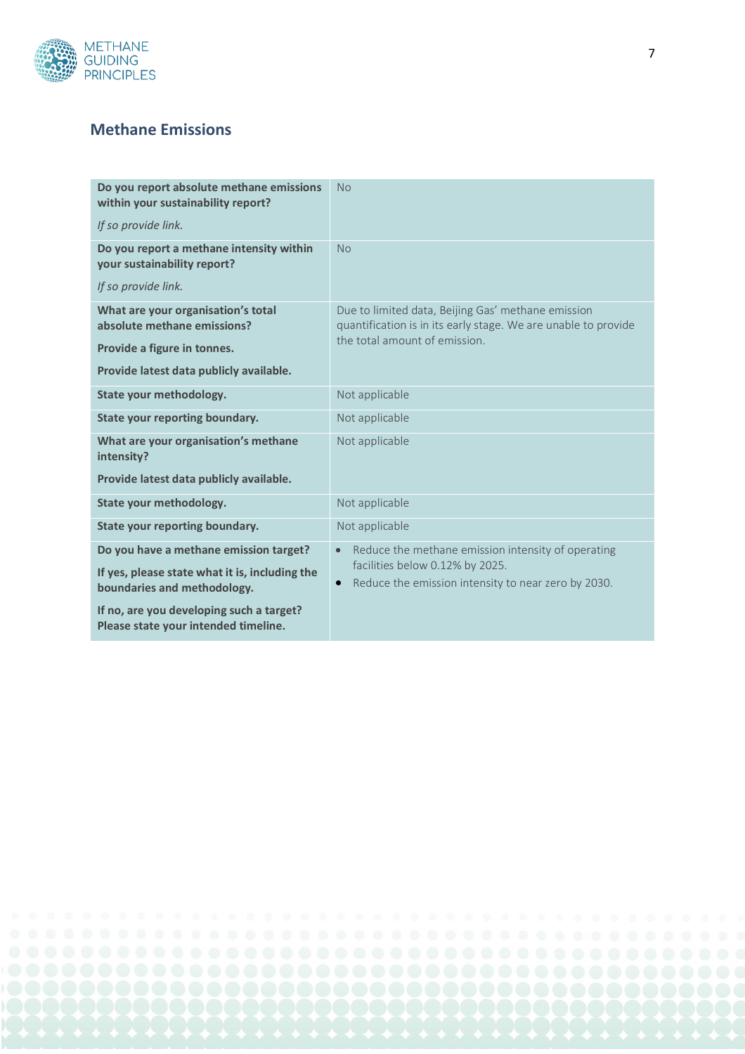## Methane Emissions

| | |
|---|---|
| **Do you report absolute methane emissions within your sustainability report?**<br><br>*If so provide link.* | No |
| **Do you report a methane intensity within your sustainability report?**<br><br>*If so provide link.* | No |
| **What are your organisation's total absolute methane emissions?**<br><br>**Provide a figure in tonnes.**<br><br>**Provide latest data publicly available.** | Due to limited data, Beijing Gas' methane emission quantification is in its early stage. We are unable to provide the total amount of emission. |
| **State your methodology.** | Not applicable |
| **State your reporting boundary.** | Not applicable |
| **What are your organisation's methane intensity?**<br><br>**Provide latest data publicly available.** | Not applicable |
| **State your methodology.** | Not applicable |
| **State your reporting boundary.** | Not applicable |
| **Do you have a methane emission target?**<br><br>**If yes, please state what it is, including the boundaries and methodology.**<br><br>**If no, are you developing such a target? Please state your intended timeline.** | • Reduce the methane emission intensity of operating facilities below 0.12% by 2025.<br>• Reduce the emission intensity to near zero by 2030. |